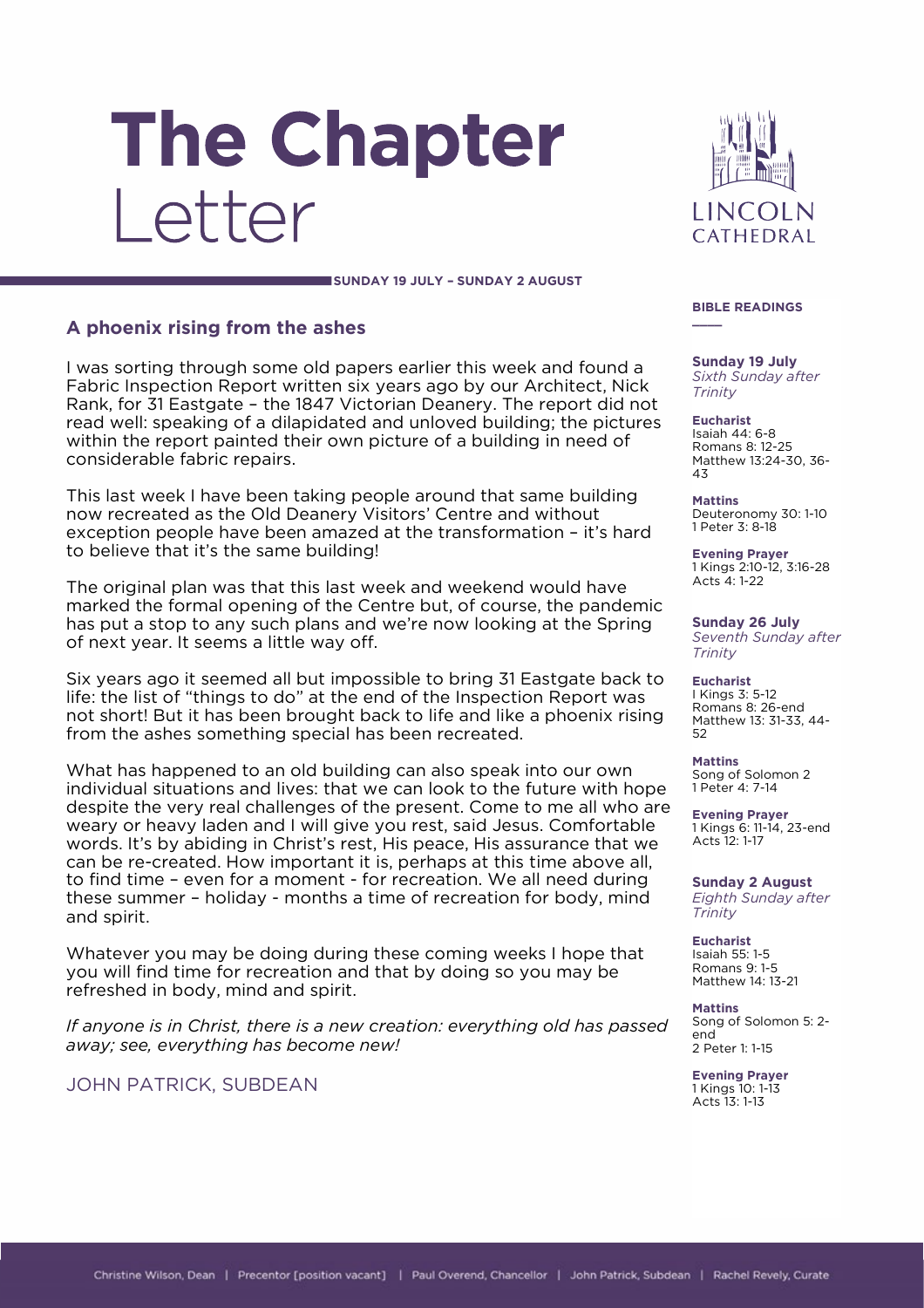# The Chapter Letter

LINCOLN CATHEDRAL

**SUNDAY 19 JULY – SUNDAY 2 AUGUST**

## A phoenix rising from the ashes

I was sorting through some old papers earlier this week and found a Fabric Inspection Report written six years ago by our Architect, Nick Rank, for 31 Eastgate – the 1847 Victorian Deanery. The report did not read well: speaking of a dilapidated and unloved building; the pictures within the report painted their own picture of a building in need of considerable fabric repairs.

This last week I have been taking people around that same building now recreated as the Old Deanery Visitors' Centre and without exception people have been amazed at the transformation – it's hard to believe that it's the same building!

The original plan was that this last week and weekend would have marked the formal opening of the Centre but, of course, the pandemic has put a stop to any such plans and we're now looking at the Spring of next year. It seems a little way off.

Six years ago it seemed all but impossible to bring 31 Eastgate back to life: the list of "things to do" at the end of the Inspection Report was not short! But it has been brought back to life and like a phoenix rising from the ashes something special has been recreated.

What has happened to an old building can also speak into our own individual situations and lives: that we can look to the future with hope despite the very real challenges of the present. Come to me all who are weary or heavy laden and I will give you rest, said Jesus. Comfortable words. It's by abiding in Christ's rest, His peace, His assurance that we can be re-created. How important it is, perhaps at this time above all, to find time – even for a moment - for recreation. We all need during these summer – holiday - months a time of recreation for body, mind and spirit.

Whatever you may be doing during these coming weeks I hope that you will find time for recreation and that by doing so you may be refreshed in body, mind and spirit.

*If anyone is in Christ, there is a new creation: everything old has passed away; see, everything has become new!*

JOHN PATRICK, SUBDEAN

## BIBLE READINGS

**Sunday 19 July**
*Sixth Sunday after Trinity*

**Eucharist**
Isaiah 44: 6-8
Romans 8: 12-25
Matthew 13:24-30, 36-43

**Mattins**
Deuteronomy 30: 1-10
1 Peter 3: 8-18

**Evening Prayer**
1 Kings 2:10-12, 3:16-28
Acts 4: 1-22

**Sunday 26 July**
*Seventh Sunday after Trinity*

**Eucharist**
I Kings 3: 5-12
Romans 8: 26-end
Matthew 13: 31-33, 44-52

**Mattins**
Song of Solomon 2
1 Peter 4: 7-14

**Evening Prayer**
1 Kings 6: 11-14, 23-end
Acts 12: 1-17

**Sunday 2 August**
*Eighth Sunday after Trinity*

**Eucharist**
Isaiah 55: 1-5
Romans 9: 1-5
Matthew 14: 13-21

**Mattins**
Song of Solomon 5: 2-end
2 Peter 1: 1-15

**Evening Prayer**
1 Kings 10: 1-13
Acts 13: 1-13

Christine Wilson, Dean | Precentor [position vacant] | Paul Overend, Chancellor | John Patrick, Subdean | Rachel Revely, Curate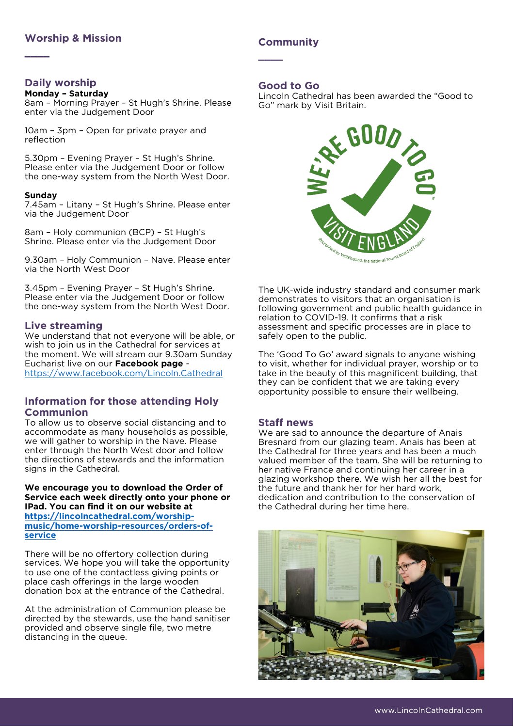## Worship & Mission

### Daily worship

**Monday – Saturday**

8am – Morning Prayer – St Hugh's Shrine. Please enter via the Judgement Door

10am – 3pm – Open for private prayer and reflection

5.30pm – Evening Prayer – St Hugh's Shrine. Please enter via the Judgement Door or follow the one-way system from the North West Door.

**Sunday**

7.45am – Litany – St Hugh's Shrine. Please enter via the Judgement Door

8am – Holy communion (BCP) – St Hugh's Shrine. Please enter via the Judgement Door

9.30am – Holy Communion – Nave. Please enter via the North West Door

3.45pm – Evening Prayer – St Hugh's Shrine. Please enter via the Judgement Door or follow the one-way system from the North West Door.

### Live streaming

We understand that not everyone will be able, or wish to join us in the Cathedral for services at the moment. We will stream our 9.30am Sunday Eucharist live on our **Facebook page** - https://www.facebook.com/Lincoln.Cathedral

### Information for those attending Holy Communion

To allow us to observe social distancing and to accommodate as many households as possible, we will gather to worship in the Nave. Please enter through the North West door and follow the directions of stewards and the information signs in the Cathedral.

**We encourage you to download the Order of Service each week directly onto your phone or IPad. You can find it on our website at https://lincolncathedral.com/worship-music/home-worship-resources/orders-of-service**

There will be no offertory collection during services. We hope you will take the opportunity to use one of the contactless giving points or place cash offerings in the large wooden donation box at the entrance of the Cathedral.

At the administration of Communion please be directed by the stewards, use the hand sanitiser provided and observe single file, two metre distancing in the queue.

## Community

### Good to Go

Lincoln Cathedral has been awarded the "Good to Go" mark by Visit Britain.

The UK-wide industry standard and consumer mark demonstrates to visitors that an organisation is following government and public health guidance in relation to COVID-19. It confirms that a risk assessment and specific processes are in place to safely open to the public.

The 'Good To Go' award signals to anyone wishing to visit, whether for individual prayer, worship or to take in the beauty of this magnificent building, that they can be confident that we are taking every opportunity possible to ensure their wellbeing.

### Staff news

We are sad to announce the departure of Anais Bresnard from our glazing team. Anais has been at the Cathedral for three years and has been a much valued member of the team. She will be returning to her native France and continuing her career in a glazing workshop there. We wish her all the best for the future and thank her for her hard work, dedication and contribution to the conservation of the Cathedral during her time here.